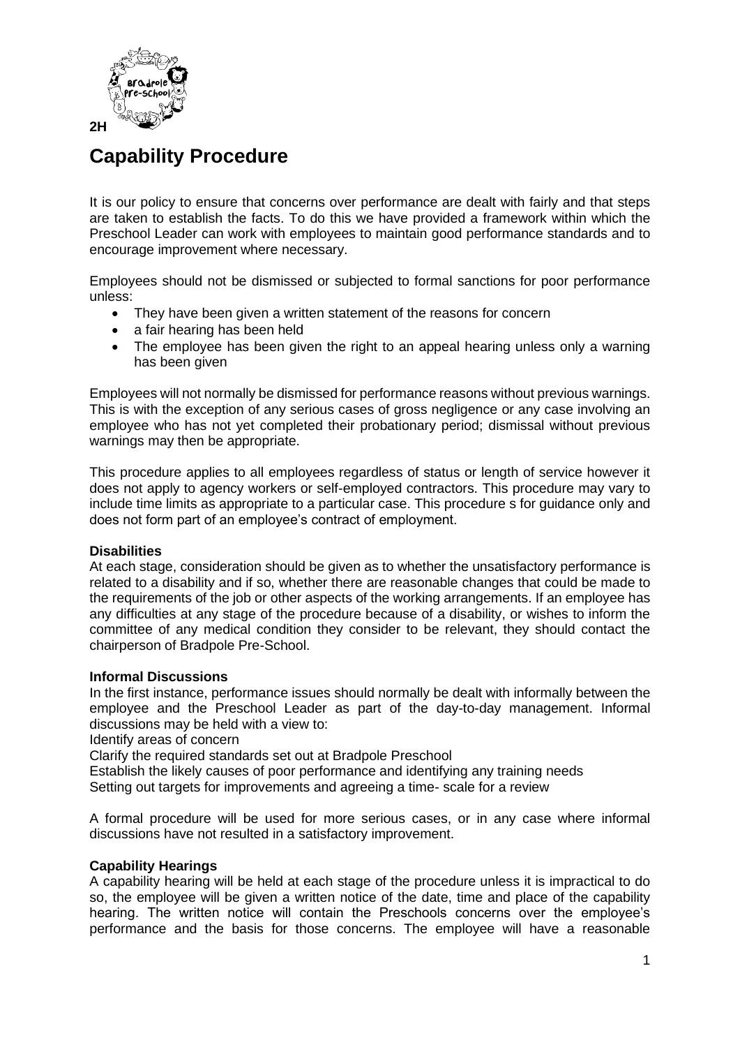2H

# Capability Procedure

It is our policy to ensure that concerns over performance are dealt with fairly and that steps are taken to establish the facts. To do this we have provided a framework within which the Preschool Leader can work with employees to maintain good performance standards and to encourage improvement where necessary.

Employees should not be dismissed or subjected to formal sanctions for poor performance unless:

- They have been given a written statement of the reasons for concern
- a fair hearing has been held
- The employee has been given the right to an appeal hearing unless only a warning has been given

Employees will not normally be dismissed for performance reasons without previous warnings. This is with the exception of any serious cases of gross negligence or any case involving an employee who has not yet completed their probationary period; dismissal without previous warnings may then be appropriate.

This procedure applies to all employees regardless of status or length of service however it does not apply to agency workers or self-employed contractors. This procedure may vary to include time limits as appropriate to a particular case. This procedure s for guidance only and does not form part of an employee's contract of employment.

**Disabilities**

At each stage, consideration should be given as to whether the unsatisfactory performance is related to a disability and if so, whether there are reasonable changes that could be made to the requirements of the job or other aspects of the working arrangements. If an employee has any difficulties at any stage of the procedure because of a disability, or wishes to inform the committee of any medical condition they consider to be relevant, they should contact the chairperson of Bradpole Pre-School.

**Informal Discussions**

In the first instance, performance issues should normally be dealt with informally between the employee and the Preschool Leader as part of the day-to-day management. Informal discussions may be held with a view to:

Identify areas of concern

Clarify the required standards set out at Bradpole Preschool

Establish the likely causes of poor performance and identifying any training needs

Setting out targets for improvements and agreeing a time- scale for a review

A formal procedure will be used for more serious cases, or in any case where informal discussions have not resulted in a satisfactory improvement.

**Capability Hearings**

A capability hearing will be held at each stage of the procedure unless it is impractical to do so, the employee will be given a written notice of the date, time and place of the capability hearing. The written notice will contain the Preschools concerns over the employee's performance and the basis for those concerns. The employee will have a reasonable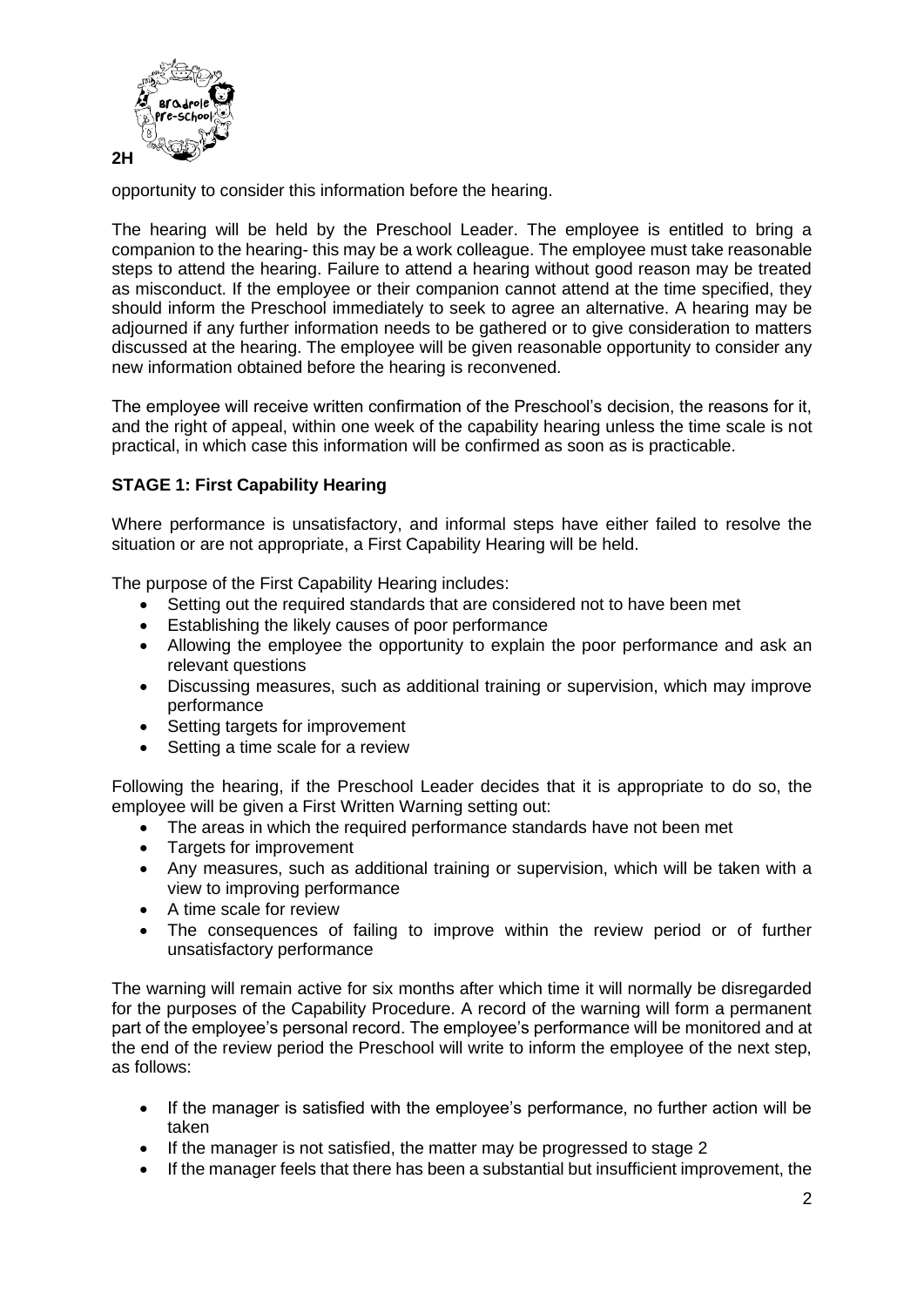opportunity to consider this information before the hearing.

The hearing will be held by the Preschool Leader. The employee is entitled to bring a companion to the hearing- this may be a work colleague. The employee must take reasonable steps to attend the hearing. Failure to attend a hearing without good reason may be treated as misconduct. If the employee or their companion cannot attend at the time specified, they should inform the Preschool immediately to seek to agree an alternative. A hearing may be adjourned if any further information needs to be gathered or to give consideration to matters discussed at the hearing. The employee will be given reasonable opportunity to consider any new information obtained before the hearing is reconvened.

The employee will receive written confirmation of the Preschool's decision, the reasons for it, and the right of appeal, within one week of the capability hearing unless the time scale is not practical, in which case this information will be confirmed as soon as is practicable.

**STAGE 1: First Capability Hearing**

Where performance is unsatisfactory, and informal steps have either failed to resolve the situation or are not appropriate, a First Capability Hearing will be held.

The purpose of the First Capability Hearing includes:

- Setting out the required standards that are considered not to have been met
- Establishing the likely causes of poor performance
- Allowing the employee the opportunity to explain the poor performance and ask an relevant questions
- Discussing measures, such as additional training or supervision, which may improve performance
- Setting targets for improvement
- Setting a time scale for a review

Following the hearing, if the Preschool Leader decides that it is appropriate to do so, the employee will be given a First Written Warning setting out:

- The areas in which the required performance standards have not been met
- Targets for improvement
- Any measures, such as additional training or supervision, which will be taken with a view to improving performance
- A time scale for review
- The consequences of failing to improve within the review period or of further unsatisfactory performance

The warning will remain active for six months after which time it will normally be disregarded for the purposes of the Capability Procedure. A record of the warning will form a permanent part of the employee's personal record. The employee's performance will be monitored and at the end of the review period the Preschool will write to inform the employee of the next step, as follows:

- If the manager is satisfied with the employee's performance, no further action will be taken
- If the manager is not satisfied, the matter may be progressed to stage 2
- If the manager feels that there has been a substantial but insufficient improvement, the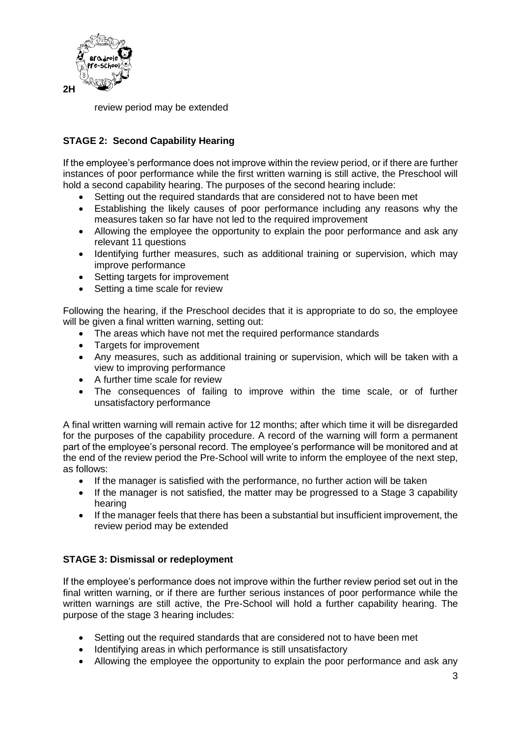review period may be extended

**STAGE 2: Second Capability Hearing**

If the employee's performance does not improve within the review period, or if there are further instances of poor performance while the first written warning is still active, the Preschool will hold a second capability hearing. The purposes of the second hearing include:

- Setting out the required standards that are considered not to have been met
- Establishing the likely causes of poor performance including any reasons why the measures taken so far have not led to the required improvement
- Allowing the employee the opportunity to explain the poor performance and ask any relevant 11 questions
- Identifying further measures, such as additional training or supervision, which may improve performance
- Setting targets for improvement
- Setting a time scale for review

Following the hearing, if the Preschool decides that it is appropriate to do so, the employee will be given a final written warning, setting out:

- The areas which have not met the required performance standards
- Targets for improvement
- Any measures, such as additional training or supervision, which will be taken with a view to improving performance
- A further time scale for review
- The consequences of failing to improve within the time scale, or of further unsatisfactory performance

A final written warning will remain active for 12 months; after which time it will be disregarded for the purposes of the capability procedure. A record of the warning will form a permanent part of the employee's personal record. The employee's performance will be monitored and at the end of the review period the Pre-School will write to inform the employee of the next step, as follows:

- If the manager is satisfied with the performance, no further action will be taken
- If the manager is not satisfied, the matter may be progressed to a Stage 3 capability hearing
- If the manager feels that there has been a substantial but insufficient improvement, the review period may be extended

**STAGE 3: Dismissal or redeployment**

If the employee's performance does not improve within the further review period set out in the final written warning, or if there are further serious instances of poor performance while the written warnings are still active, the Pre-School will hold a further capability hearing. The purpose of the stage 3 hearing includes:

- Setting out the required standards that are considered not to have been met
- Identifying areas in which performance is still unsatisfactory
- Allowing the employee the opportunity to explain the poor performance and ask any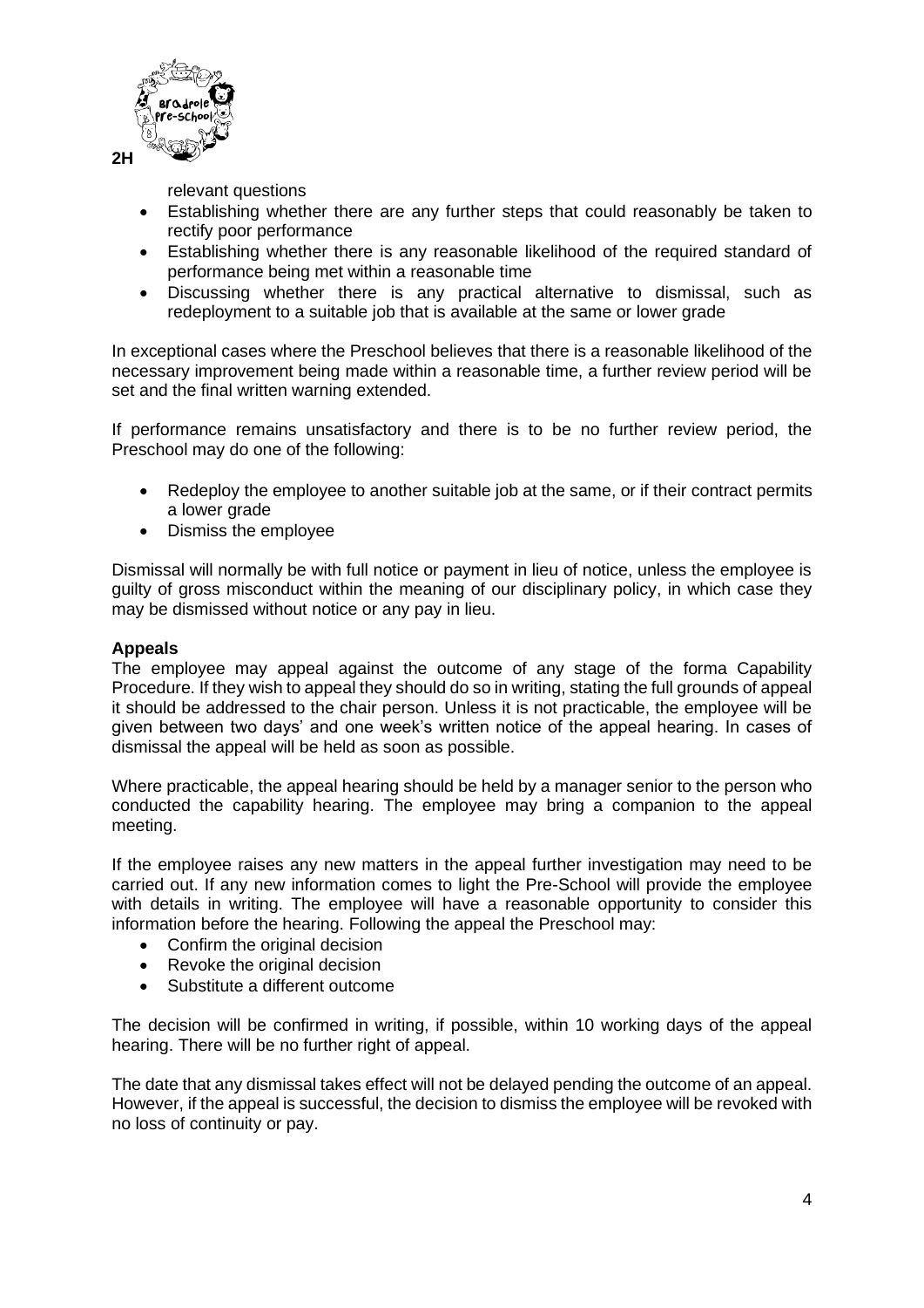relevant questions

- Establishing whether there are any further steps that could reasonably be taken to rectify poor performance
- Establishing whether there is any reasonable likelihood of the required standard of performance being met within a reasonable time
- Discussing whether there is any practical alternative to dismissal, such as redeployment to a suitable job that is available at the same or lower grade

In exceptional cases where the Preschool believes that there is a reasonable likelihood of the necessary improvement being made within a reasonable time, a further review period will be set and the final written warning extended.

If performance remains unsatisfactory and there is to be no further review period, the Preschool may do one of the following:

- Redeploy the employee to another suitable job at the same, or if their contract permits a lower grade
- Dismiss the employee

Dismissal will normally be with full notice or payment in lieu of notice, unless the employee is guilty of gross misconduct within the meaning of our disciplinary policy, in which case they may be dismissed without notice or any pay in lieu.

**Appeals**

The employee may appeal against the outcome of any stage of the forma Capability Procedure. If they wish to appeal they should do so in writing, stating the full grounds of appeal it should be addressed to the chair person. Unless it is not practicable, the employee will be given between two days' and one week's written notice of the appeal hearing. In cases of dismissal the appeal will be held as soon as possible.

Where practicable, the appeal hearing should be held by a manager senior to the person who conducted the capability hearing. The employee may bring a companion to the appeal meeting.

If the employee raises any new matters in the appeal further investigation may need to be carried out. If any new information comes to light the Pre-School will provide the employee with details in writing. The employee will have a reasonable opportunity to consider this information before the hearing. Following the appeal the Preschool may:

- Confirm the original decision
- Revoke the original decision
- Substitute a different outcome

The decision will be confirmed in writing, if possible, within 10 working days of the appeal hearing. There will be no further right of appeal.

The date that any dismissal takes effect will not be delayed pending the outcome of an appeal. However, if the appeal is successful, the decision to dismiss the employee will be revoked with no loss of continuity or pay.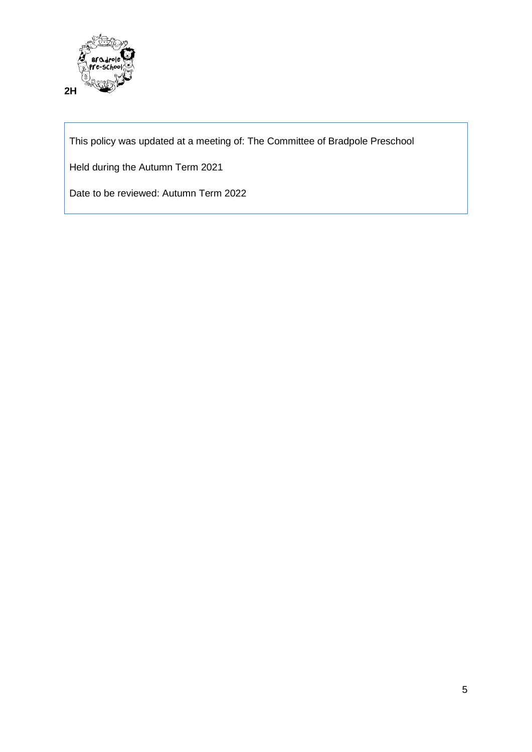**2H**

This policy was updated at a meeting of: The Committee of Bradpole Preschool

Held during the Autumn Term 2021

Date to be reviewed: Autumn Term 2022